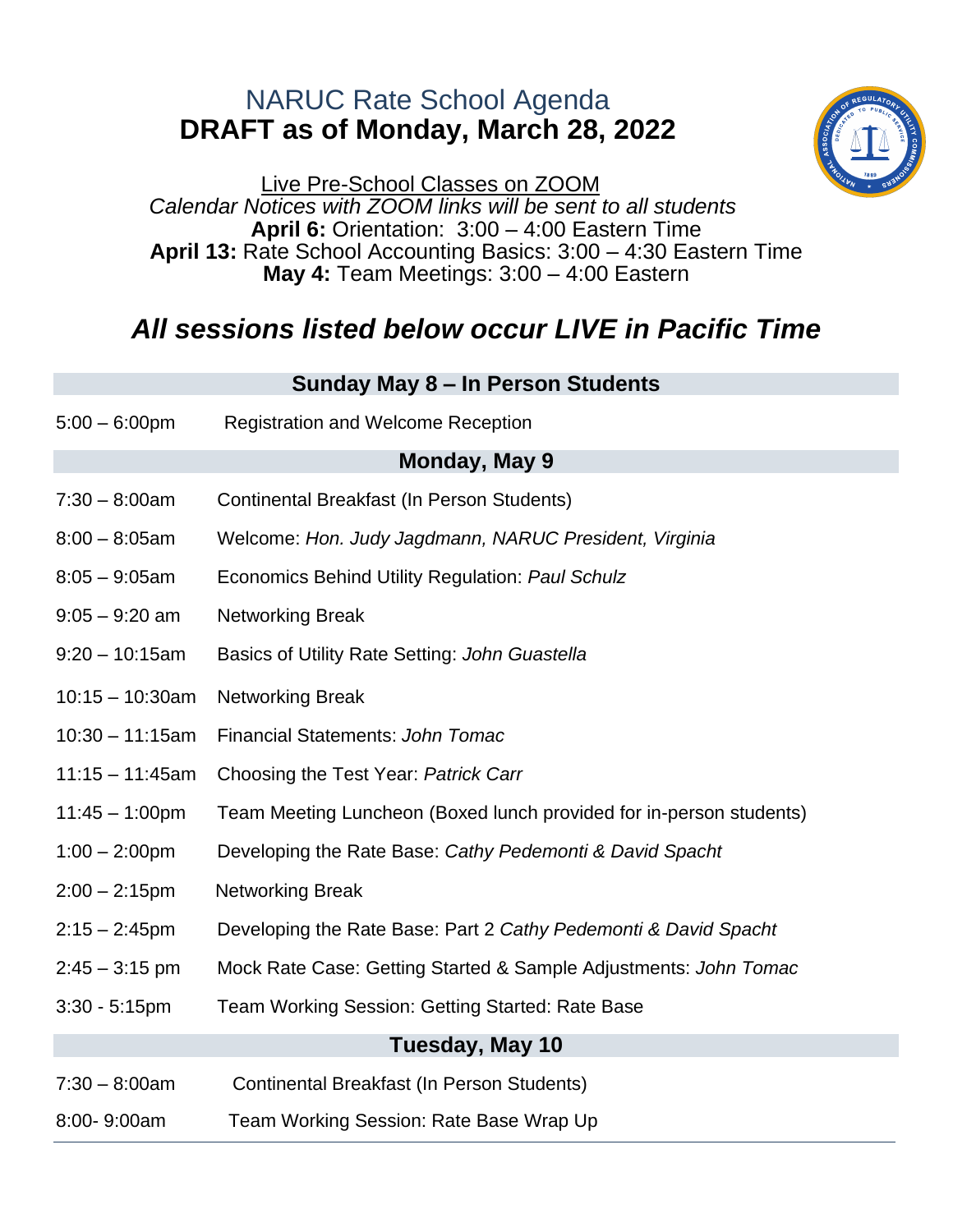# NARUC Rate School Agenda
## DRAFT as of Monday, March 28, 2022

Live Pre-School Classes on ZOOM

*Calendar Notices with ZOOM links will be sent to all students*

**April 6:** Orientation: 3:00 – 4:00 Eastern Time

**April 13:** Rate School Accounting Basics: 3:00 – 4:30 Eastern Time

**May 4:** Team Meetings: 3:00 – 4:00 Eastern

## *All sessions listed below occur LIVE in Pacific Time*

### Sunday May 8 – In Person Students

| | |
|---|---|
| 5:00 – 6:00pm | Registration and Welcome Reception |

### Monday, May 9

| | |
|---|---|
| 7:30 – 8:00am | Continental Breakfast (In Person Students) |
| 8:00 – 8:05am | Welcome: *Hon. Judy Jagdmann, NARUC President, Virginia* |
| 8:05 – 9:05am | Economics Behind Utility Regulation: *Paul Schulz* |
| 9:05 – 9:20 am | Networking Break |
| 9:20 – 10:15am | Basics of Utility Rate Setting: *John Guastella* |
| 10:15 – 10:30am | Networking Break |
| 10:30 – 11:15am | Financial Statements: *John Tomac* |
| 11:15 – 11:45am | Choosing the Test Year: *Patrick Carr* |
| 11:45 – 1:00pm | Team Meeting Luncheon (Boxed lunch provided for in-person students) |
| 1:00 – 2:00pm | Developing the Rate Base: *Cathy Pedemonti & David Spacht* |
| 2:00 – 2:15pm | Networking Break |
| 2:15 – 2:45pm | Developing the Rate Base: Part 2 *Cathy Pedemonti & David Spacht* |
| 2:45 – 3:15 pm | Mock Rate Case: Getting Started & Sample Adjustments: *John Tomac* |
| 3:30 - 5:15pm | Team Working Session: Getting Started: Rate Base |

### Tuesday, May 10

| | |
|---|---|
| 7:30 – 8:00am | Continental Breakfast (In Person Students) |
| 8:00- 9:00am | Team Working Session: Rate Base Wrap Up |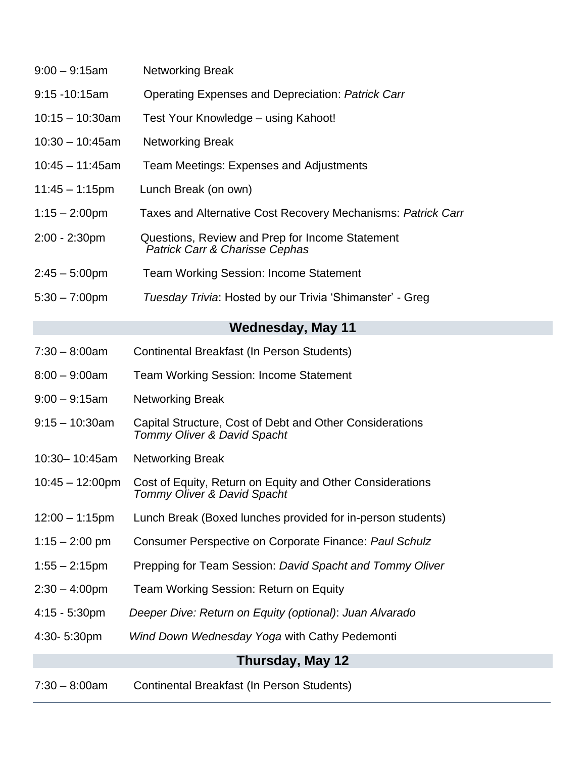| | |
|---|---|
| 9:00 – 9:15am | Networking Break |
| 9:15 -10:15am | Operating Expenses and Depreciation: *Patrick Carr* |
| 10:15 – 10:30am | Test Your Knowledge – using Kahoot! |
| 10:30 – 10:45am | Networking Break |
| 10:45 – 11:45am | Team Meetings: Expenses and Adjustments |
| 11:45 – 1:15pm | Lunch Break (on own) |
| 1:15 – 2:00pm | Taxes and Alternative Cost Recovery Mechanisms: *Patrick Carr* |
| 2:00 - 2:30pm | Questions, Review and Prep for Income Statement *Patrick Carr & Charisse Cephas* |
| 2:45 – 5:00pm | Team Working Session: Income Statement |
| 5:30 – 7:00pm | *Tuesday Trivia*: Hosted by our Trivia 'Shimanster' - Greg |

## Wednesday, May 11

| | |
|---|---|
| 7:30 – 8:00am | Continental Breakfast (In Person Students) |
| 8:00 – 9:00am | Team Working Session: Income Statement |
| 9:00 – 9:15am | Networking Break |
| 9:15 – 10:30am | Capital Structure, Cost of Debt and Other Considerations *Tommy Oliver & David Spacht* |
| 10:30– 10:45am | Networking Break |
| 10:45 – 12:00pm | Cost of Equity, Return on Equity and Other Considerations *Tommy Oliver & David Spacht* |
| 12:00 – 1:15pm | Lunch Break (Boxed lunches provided for in-person students) |
| 1:15 – 2:00 pm | Consumer Perspective on Corporate Finance: *Paul Schulz* |
| 1:55 – 2:15pm | Prepping for Team Session: *David Spacht and Tommy Oliver* |
| 2:30 – 4:00pm | Team Working Session: Return on Equity |
| 4:15 - 5:30pm | *Deeper Dive: Return on Equity (optional)*: *Juan Alvarado* |
| 4:30- 5:30pm | *Wind Down Wednesday Yoga* with Cathy Pedemonti |

## Thursday, May 12

| | |
|---|---|
| 7:30 – 8:00am | Continental Breakfast (In Person Students) |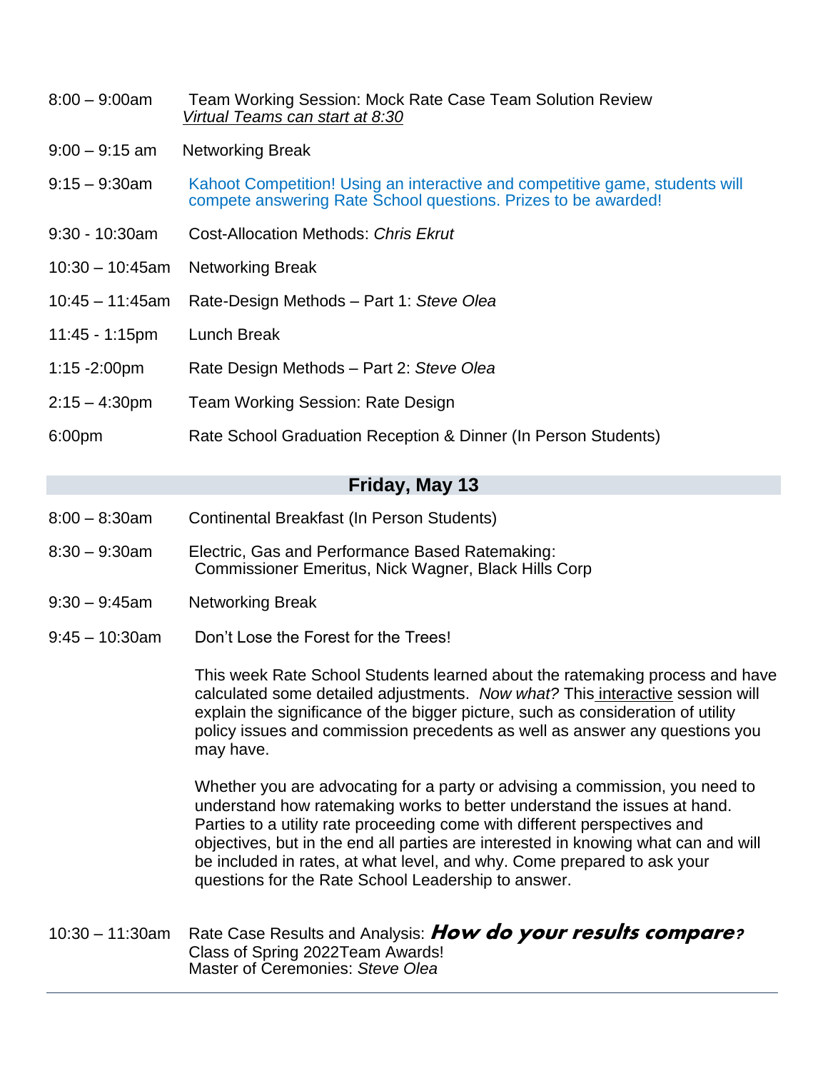| | |
|---|---|
| 8:00 – 9:00am | Team Working Session: Mock Rate Case Team Solution Review<br>*Virtual Teams can start at 8:30* |
| 9:00 – 9:15 am | Networking Break |
| 9:15 – 9:30am | Kahoot Competition! Using an interactive and competitive game, students will compete answering Rate School questions. Prizes to be awarded! |
| 9:30 - 10:30am | Cost-Allocation Methods: *Chris Ekrut* |
| 10:30 – 10:45am | Networking Break |
| 10:45 – 11:45am | Rate-Design Methods – Part 1: *Steve Olea* |
| 11:45 - 1:15pm | Lunch Break |
| 1:15 -2:00pm | Rate Design Methods – Part 2: *Steve Olea* |
| 2:15 – 4:30pm | Team Working Session: Rate Design |
| 6:00pm | Rate School Graduation Reception & Dinner (In Person Students) |

## Friday, May 13

| | |
|---|---|
| 8:00 – 8:30am | Continental Breakfast (In Person Students) |
| 8:30 – 9:30am | Electric, Gas and Performance Based Ratemaking:<br>Commissioner Emeritus, Nick Wagner, Black Hills Corp |
| 9:30 – 9:45am | Networking Break |
| 9:45 – 10:30am | Don't Lose the Forest for the Trees! |

This week Rate School Students learned about the ratemaking process and have calculated some detailed adjustments. *Now what?* This interactive session will explain the significance of the bigger picture, such as consideration of utility policy issues and commission precedents as well as answer any questions you may have.

Whether you are advocating for a party or advising a commission, you need to understand how ratemaking works to better understand the issues at hand. Parties to a utility rate proceeding come with different perspectives and objectives, but in the end all parties are interested in knowing what can and will be included in rates, at what level, and why. Come prepared to ask your questions for the Rate School Leadership to answer.

10:30 – 11:30am Rate Case Results and Analysis: ***How do your results compare?***
Class of Spring 2022Team Awards!
Master of Ceremonies: *Steve Olea*